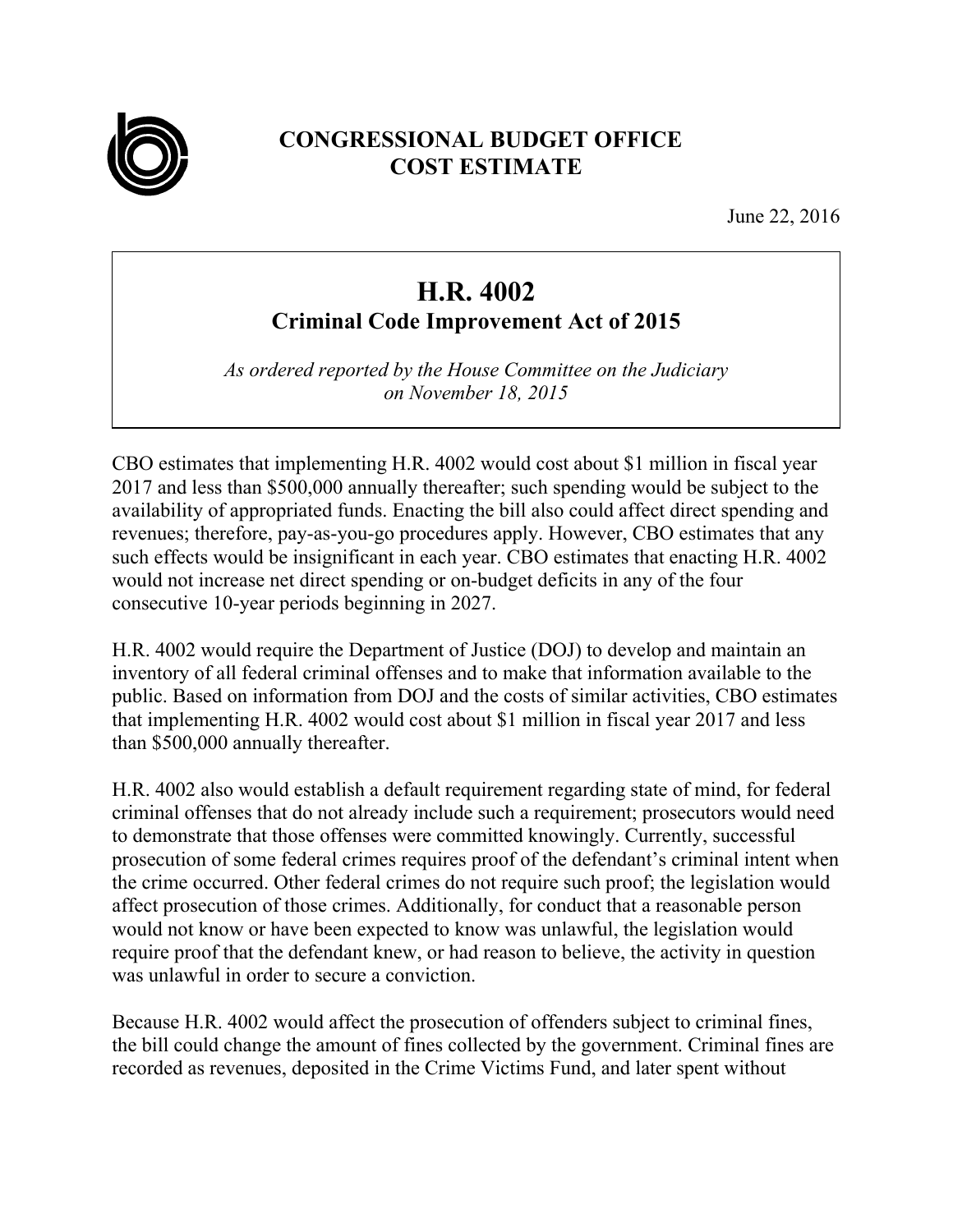# CONGRESSIONAL BUDGET OFFICE
# COST ESTIMATE

June 22, 2016

## H.R. 4002
### Criminal Code Improvement Act of 2015

*As ordered reported by the House Committee on the Judiciary on November 18, 2015*

CBO estimates that implementing H.R. 4002 would cost about $1 million in fiscal year 2017 and less than $500,000 annually thereafter; such spending would be subject to the availability of appropriated funds. Enacting the bill also could affect direct spending and revenues; therefore, pay-as-you-go procedures apply. However, CBO estimates that any such effects would be insignificant in each year. CBO estimates that enacting H.R. 4002 would not increase net direct spending or on-budget deficits in any of the four consecutive 10-year periods beginning in 2027.

H.R. 4002 would require the Department of Justice (DOJ) to develop and maintain an inventory of all federal criminal offenses and to make that information available to the public. Based on information from DOJ and the costs of similar activities, CBO estimates that implementing H.R. 4002 would cost about $1 million in fiscal year 2017 and less than $500,000 annually thereafter.

H.R. 4002 also would establish a default requirement regarding state of mind, for federal criminal offenses that do not already include such a requirement; prosecutors would need to demonstrate that those offenses were committed knowingly. Currently, successful prosecution of some federal crimes requires proof of the defendant's criminal intent when the crime occurred. Other federal crimes do not require such proof; the legislation would affect prosecution of those crimes. Additionally, for conduct that a reasonable person would not know or have been expected to know was unlawful, the legislation would require proof that the defendant knew, or had reason to believe, the activity in question was unlawful in order to secure a conviction.

Because H.R. 4002 would affect the prosecution of offenders subject to criminal fines, the bill could change the amount of fines collected by the government. Criminal fines are recorded as revenues, deposited in the Crime Victims Fund, and later spent without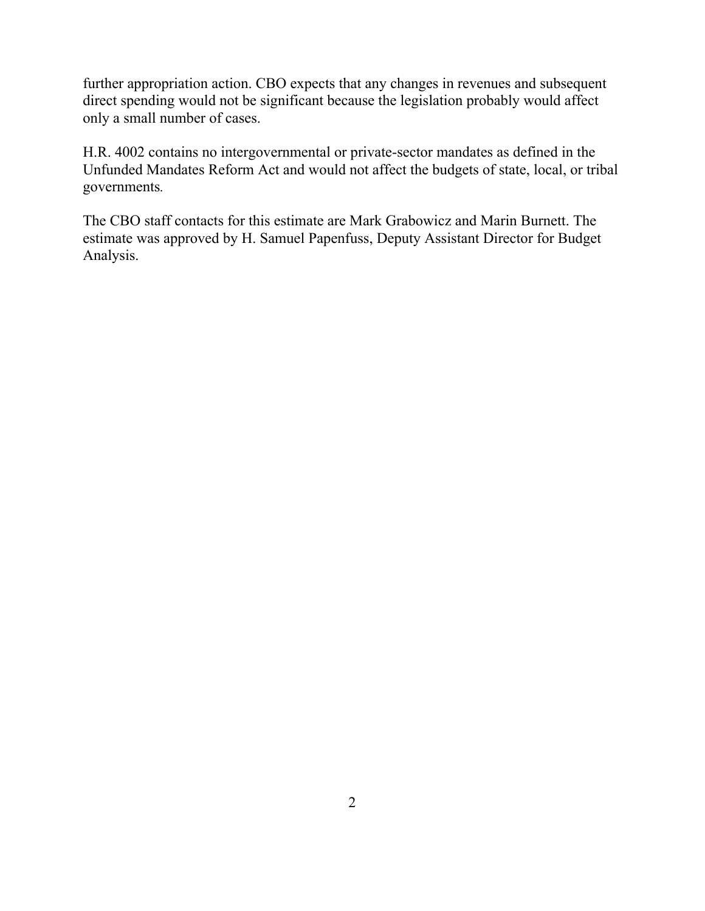further appropriation action. CBO expects that any changes in revenues and subsequent direct spending would not be significant because the legislation probably would affect only a small number of cases.

H.R. 4002 contains no intergovernmental or private-sector mandates as defined in the Unfunded Mandates Reform Act and would not affect the budgets of state, local, or tribal governments.

The CBO staff contacts for this estimate are Mark Grabowicz and Marin Burnett. The estimate was approved by H. Samuel Papenfuss, Deputy Assistant Director for Budget Analysis.